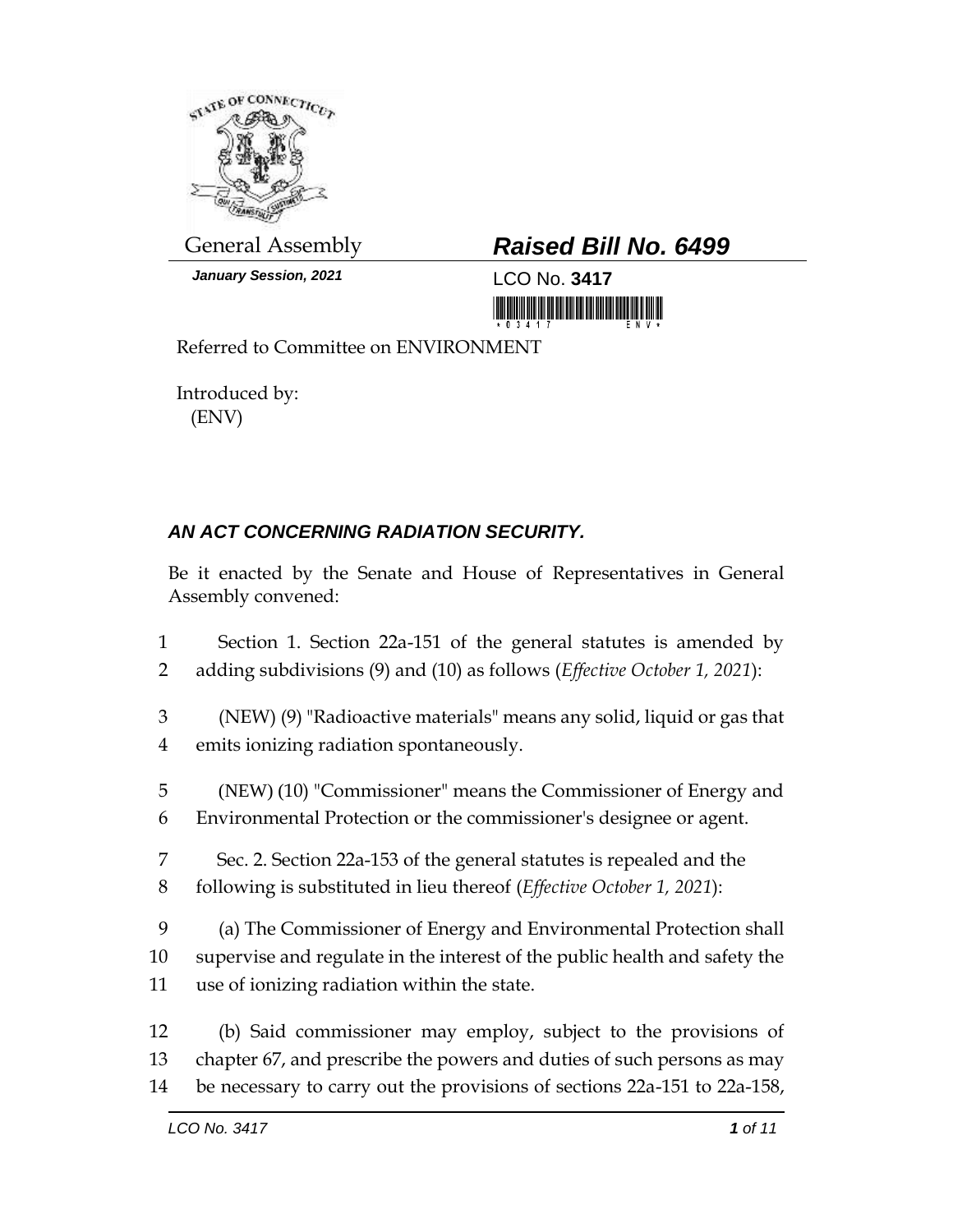General Assembly

# *Raised Bill No. 6499*

***January Session, 2021***

LCO No. **3417**

Referred to Committee on ENVIRONMENT

Introduced by:
(ENV)

## *AN ACT CONCERNING RADIATION SECURITY.*

Be it enacted by the Senate and House of Representatives in General Assembly convened:

1 Section 1. Section 22a-151 of the general statutes is amended by
2 adding subdivisions (9) and (10) as follows (*Effective October 1, 2021*):

3 (NEW) (9) "Radioactive materials" means any solid, liquid or gas that
4 emits ionizing radiation spontaneously.

5 (NEW) (10) "Commissioner" means the Commissioner of Energy and
6 Environmental Protection or the commissioner's designee or agent.

7 Sec. 2. Section 22a-153 of the general statutes is repealed and the
8 following is substituted in lieu thereof (*Effective October 1, 2021*):

9 (a) The Commissioner of Energy and Environmental Protection shall
10 supervise and regulate in the interest of the public health and safety the
11 use of ionizing radiation within the state.

12 (b) Said commissioner may employ, subject to the provisions of
13 chapter 67, and prescribe the powers and duties of such persons as may
14 be necessary to carry out the provisions of sections 22a-151 to 22a-158,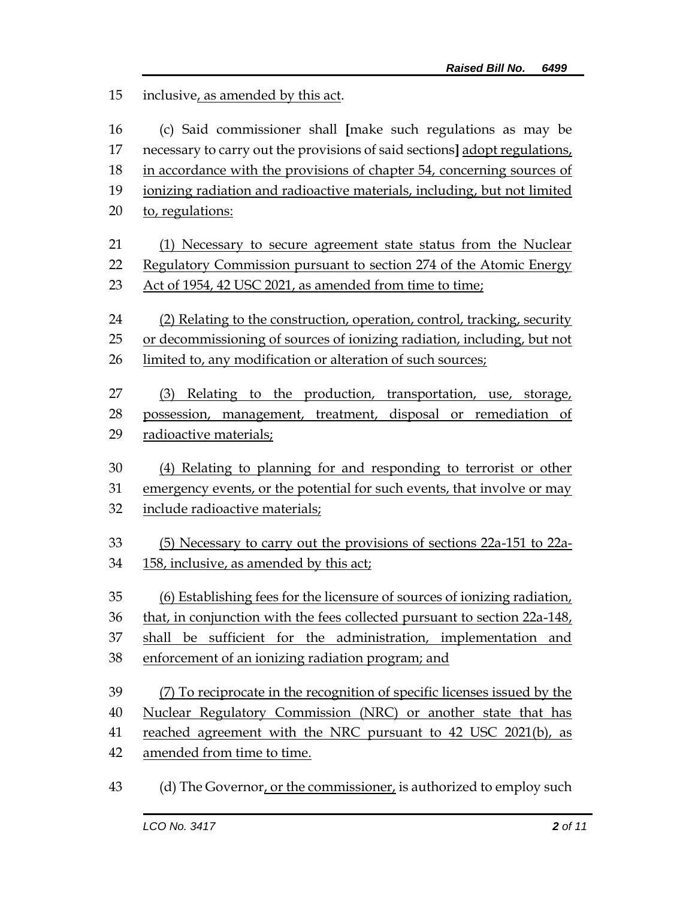15 inclusive<u>, as amended by this act</u>.

16 (c) Said commissioner shall **[**make such regulations as may be
17 necessary to carry out the provisions of said sections**]** <u>adopt regulations,</u>
18 <u>in accordance with the provisions of chapter 54, concerning sources of</u>
19 <u>ionizing radiation and radioactive materials, including, but not limited</u>
20 <u>to, regulations:</u>

21 <u>(1) Necessary to secure agreement state status from the Nuclear</u>
22 <u>Regulatory Commission pursuant to section 274 of the Atomic Energy</u>
23 <u>Act of 1954, 42 USC 2021, as amended from time to time;</u>

24 <u>(2) Relating to the construction, operation, control, tracking, security</u>
25 <u>or decommissioning of sources of ionizing radiation, including, but not</u>
26 <u>limited to, any modification or alteration of such sources;</u>

27 <u>(3) Relating to the production, transportation, use, storage,</u>
28 <u>possession, management, treatment, disposal or remediation of</u>
29 <u>radioactive materials;</u>

30 <u>(4) Relating to planning for and responding to terrorist or other</u>
31 <u>emergency events, or the potential for such events, that involve or may</u>
32 <u>include radioactive materials;</u>

33 <u>(5) Necessary to carry out the provisions of sections 22a-151 to 22a-</u>
34 <u>158, inclusive, as amended by this act;</u>

35 <u>(6) Establishing fees for the licensure of sources of ionizing radiation,</u>
36 <u>that, in conjunction with the fees collected pursuant to section 22a-148,</u>
37 <u>shall be sufficient for the administration, implementation and</u>
38 <u>enforcement of an ionizing radiation program; and</u>

39 <u>(7) To reciprocate in the recognition of specific licenses issued by the</u>
40 <u>Nuclear Regulatory Commission (NRC) or another state that has</u>
41 <u>reached agreement with the NRC pursuant to 42 USC 2021(b), as</u>
42 <u>amended from time to time.</u>

43 (d) The Governor<u>, or the commissioner,</u> is authorized to employ such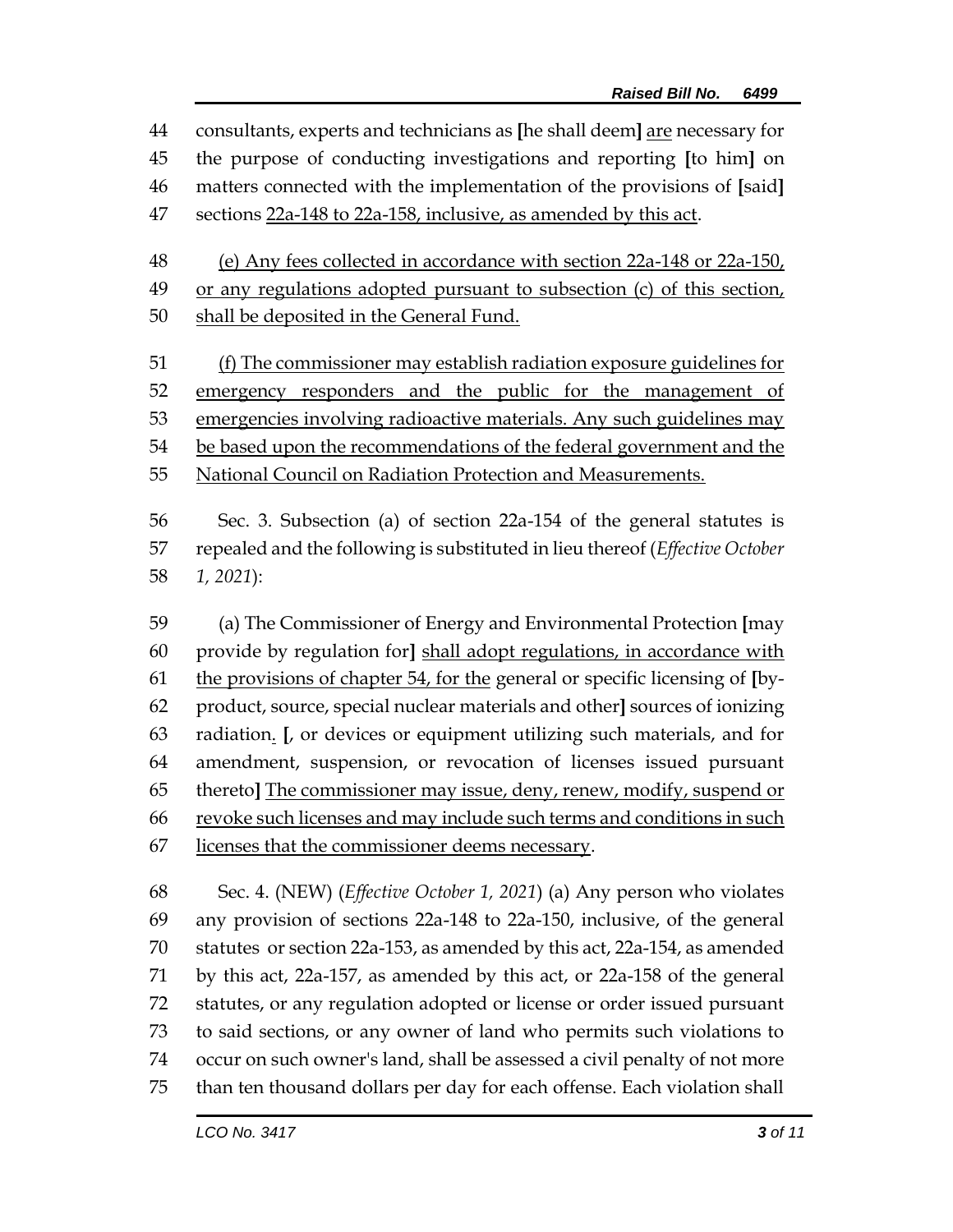44 consultants, experts and technicians as [he shall deem] are necessary for
45 the purpose of conducting investigations and reporting [to him] on
46 matters connected with the implementation of the provisions of [said]
47 sections 22a-148 to 22a-158, inclusive, as amended by this act.

48 (e) Any fees collected in accordance with section 22a-148 or 22a-150,
49 or any regulations adopted pursuant to subsection (c) of this section,
50 shall be deposited in the General Fund.

51 (f) The commissioner may establish radiation exposure guidelines for
52 emergency responders and the public for the management of
53 emergencies involving radioactive materials. Any such guidelines may
54 be based upon the recommendations of the federal government and the
55 National Council on Radiation Protection and Measurements.

56 Sec. 3. Subsection (a) of section 22a-154 of the general statutes is
57 repealed and the following is substituted in lieu thereof (*Effective October*
58 *1, 2021*):

59 (a) The Commissioner of Energy and Environmental Protection [may
60 provide by regulation for] shall adopt regulations, in accordance with
61 the provisions of chapter 54, for the general or specific licensing of [by-
62 product, source, special nuclear materials and other] sources of ionizing
63 radiation. [, or devices or equipment utilizing such materials, and for
64 amendment, suspension, or revocation of licenses issued pursuant
65 thereto] The commissioner may issue, deny, renew, modify, suspend or
66 revoke such licenses and may include such terms and conditions in such
67 licenses that the commissioner deems necessary.

68 Sec. 4. (NEW) (*Effective October 1, 2021*) (a) Any person who violates
69 any provision of sections 22a-148 to 22a-150, inclusive, of the general
70 statutes or section 22a-153, as amended by this act, 22a-154, as amended
71 by this act, 22a-157, as amended by this act, or 22a-158 of the general
72 statutes, or any regulation adopted or license or order issued pursuant
73 to said sections, or any owner of land who permits such violations to
74 occur on such owner's land, shall be assessed a civil penalty of not more
75 than ten thousand dollars per day for each offense. Each violation shall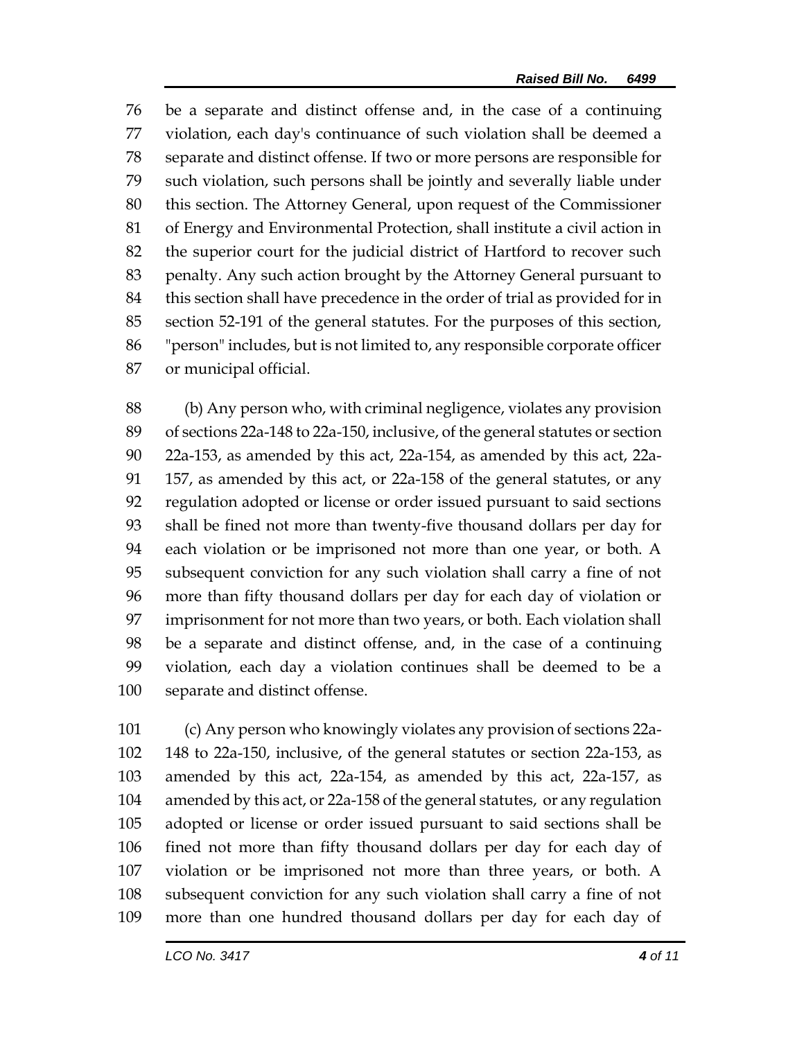be a separate and distinct offense and, in the case of a continuing violation, each day's continuance of such violation shall be deemed a separate and distinct offense. If two or more persons are responsible for such violation, such persons shall be jointly and severally liable under this section. The Attorney General, upon request of the Commissioner of Energy and Environmental Protection, shall institute a civil action in the superior court for the judicial district of Hartford to recover such penalty. Any such action brought by the Attorney General pursuant to this section shall have precedence in the order of trial as provided for in section 52-191 of the general statutes. For the purposes of this section, "person" includes, but is not limited to, any responsible corporate officer or municipal official.

(b) Any person who, with criminal negligence, violates any provision of sections 22a-148 to 22a-150, inclusive, of the general statutes or section 22a-153, as amended by this act, 22a-154, as amended by this act, 22a-157, as amended by this act, or 22a-158 of the general statutes, or any regulation adopted or license or order issued pursuant to said sections shall be fined not more than twenty-five thousand dollars per day for each violation or be imprisoned not more than one year, or both. A subsequent conviction for any such violation shall carry a fine of not more than fifty thousand dollars per day for each day of violation or imprisonment for not more than two years, or both. Each violation shall be a separate and distinct offense, and, in the case of a continuing violation, each day a violation continues shall be deemed to be a separate and distinct offense.

(c) Any person who knowingly violates any provision of sections 22a-148 to 22a-150, inclusive, of the general statutes or section 22a-153, as amended by this act, 22a-154, as amended by this act, 22a-157, as amended by this act, or 22a-158 of the general statutes, or any regulation adopted or license or order issued pursuant to said sections shall be fined not more than fifty thousand dollars per day for each day of violation or be imprisoned not more than three years, or both. A subsequent conviction for any such violation shall carry a fine of not more than one hundred thousand dollars per day for each day of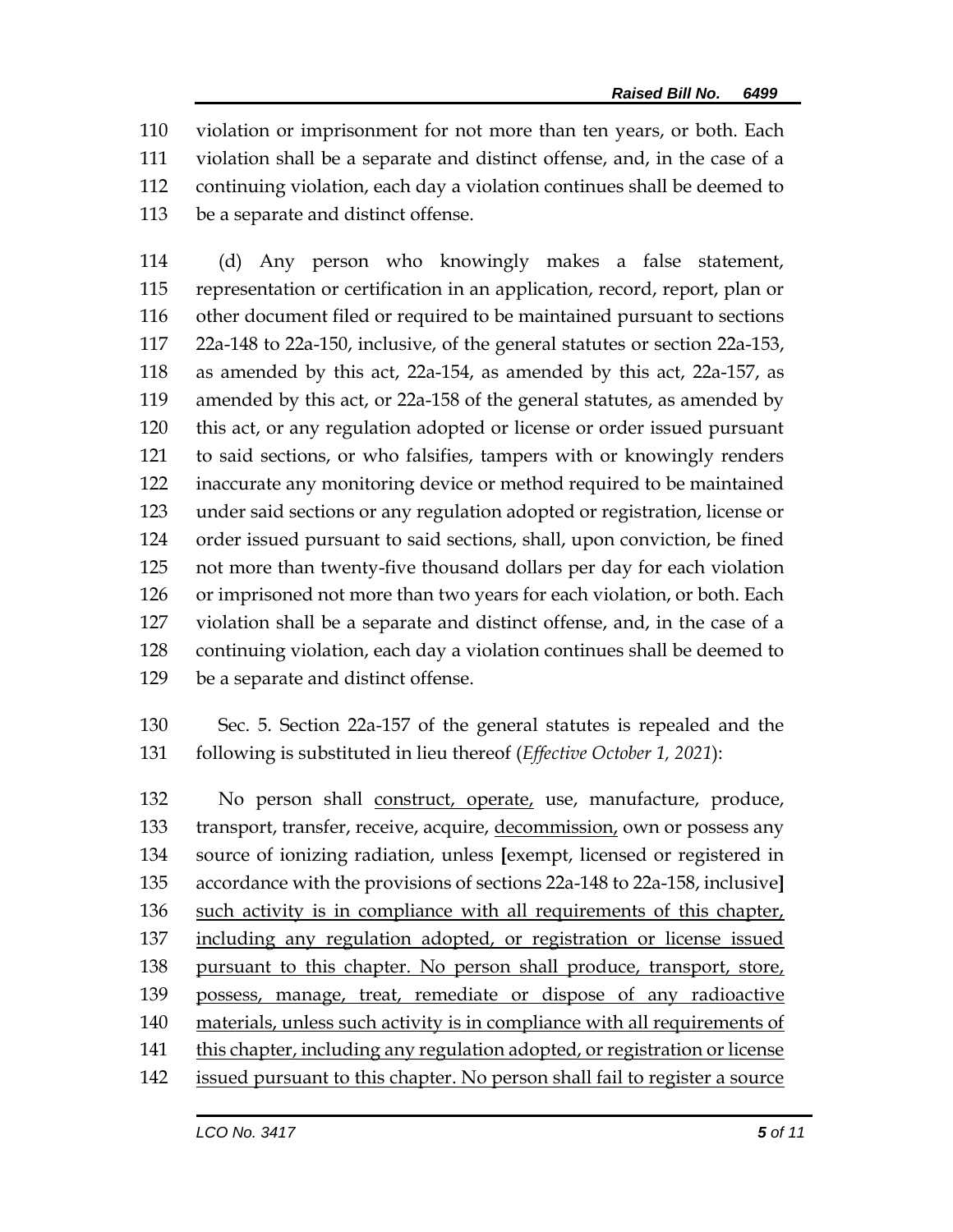violation or imprisonment for not more than ten years, or both. Each violation shall be a separate and distinct offense, and, in the case of a continuing violation, each day a violation continues shall be deemed to be a separate and distinct offense.

(d) Any person who knowingly makes a false statement, representation or certification in an application, record, report, plan or other document filed or required to be maintained pursuant to sections 22a-148 to 22a-150, inclusive, of the general statutes or section 22a-153, as amended by this act, 22a-154, as amended by this act, 22a-157, as amended by this act, or 22a-158 of the general statutes, as amended by this act, or any regulation adopted or license or order issued pursuant to said sections, or who falsifies, tampers with or knowingly renders inaccurate any monitoring device or method required to be maintained under said sections or any regulation adopted or registration, license or order issued pursuant to said sections, shall, upon conviction, be fined not more than twenty-five thousand dollars per day for each violation or imprisoned not more than two years for each violation, or both. Each violation shall be a separate and distinct offense, and, in the case of a continuing violation, each day a violation continues shall be deemed to be a separate and distinct offense.

Sec. 5. Section 22a-157 of the general statutes is repealed and the following is substituted in lieu thereof (*Effective October 1, 2021*):

No person shall <u>construct, operate,</u> use, manufacture, produce, transport, transfer, receive, acquire, <u>decommission,</u> own or possess any source of ionizing radiation, unless **[**exempt, licensed or registered in accordance with the provisions of sections 22a-148 to 22a-158, inclusive**]** <u>such activity is in compliance with all requirements of this chapter, including any regulation adopted, or registration or license issued pursuant to this chapter. No person shall produce, transport, store, possess, manage, treat, remediate or dispose of any radioactive materials, unless such activity is in compliance with all requirements of this chapter, including any regulation adopted, or registration or license issued pursuant to this chapter. No person shall fail to register a source</u>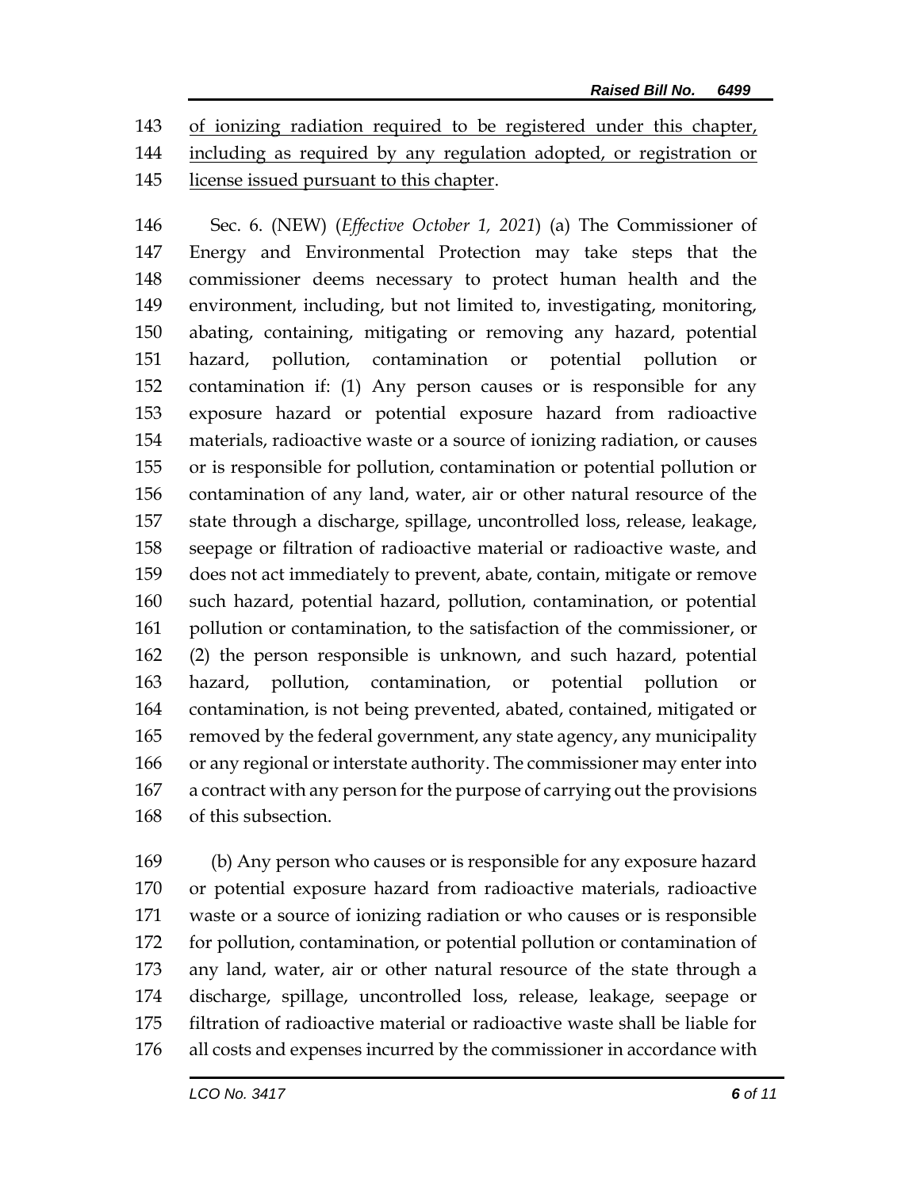143 of ionizing radiation required to be registered under this chapter,
144 including as required by any regulation adopted, or registration or
145 license issued pursuant to this chapter.

146 Sec. 6. (NEW) (*Effective October 1, 2021*) (a) The Commissioner of
147 Energy and Environmental Protection may take steps that the
148 commissioner deems necessary to protect human health and the
149 environment, including, but not limited to, investigating, monitoring,
150 abating, containing, mitigating or removing any hazard, potential
151 hazard, pollution, contamination or potential pollution or
152 contamination if: (1) Any person causes or is responsible for any
153 exposure hazard or potential exposure hazard from radioactive
154 materials, radioactive waste or a source of ionizing radiation, or causes
155 or is responsible for pollution, contamination or potential pollution or
156 contamination of any land, water, air or other natural resource of the
157 state through a discharge, spillage, uncontrolled loss, release, leakage,
158 seepage or filtration of radioactive material or radioactive waste, and
159 does not act immediately to prevent, abate, contain, mitigate or remove
160 such hazard, potential hazard, pollution, contamination, or potential
161 pollution or contamination, to the satisfaction of the commissioner, or
162 (2) the person responsible is unknown, and such hazard, potential
163 hazard, pollution, contamination, or potential pollution or
164 contamination, is not being prevented, abated, contained, mitigated or
165 removed by the federal government, any state agency, any municipality
166 or any regional or interstate authority. The commissioner may enter into
167 a contract with any person for the purpose of carrying out the provisions
168 of this subsection.

169 (b) Any person who causes or is responsible for any exposure hazard
170 or potential exposure hazard from radioactive materials, radioactive
171 waste or a source of ionizing radiation or who causes or is responsible
172 for pollution, contamination, or potential pollution or contamination of
173 any land, water, air or other natural resource of the state through a
174 discharge, spillage, uncontrolled loss, release, leakage, seepage or
175 filtration of radioactive material or radioactive waste shall be liable for
176 all costs and expenses incurred by the commissioner in accordance with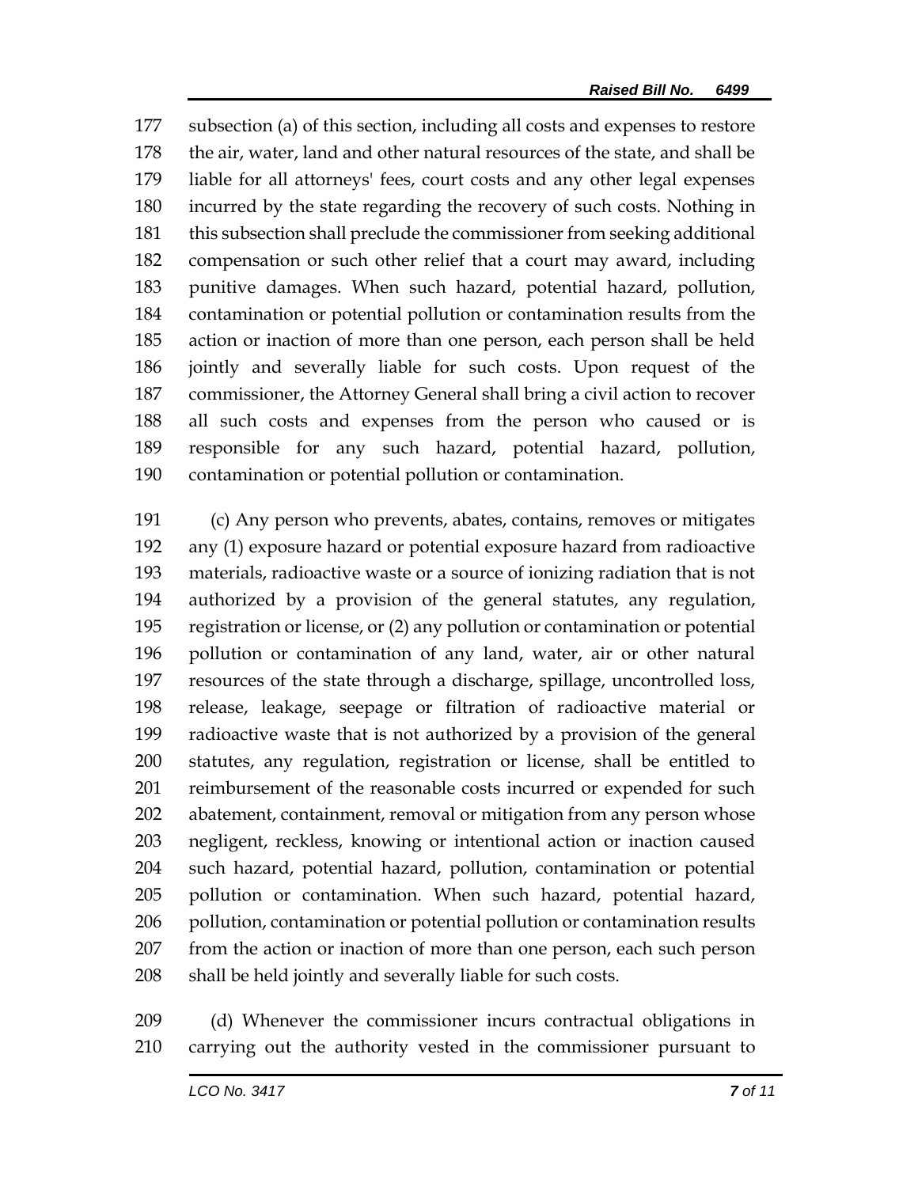subsection (a) of this section, including all costs and expenses to restore the air, water, land and other natural resources of the state, and shall be liable for all attorneys' fees, court costs and any other legal expenses incurred by the state regarding the recovery of such costs. Nothing in this subsection shall preclude the commissioner from seeking additional compensation or such other relief that a court may award, including punitive damages. When such hazard, potential hazard, pollution, contamination or potential pollution or contamination results from the action or inaction of more than one person, each person shall be held jointly and severally liable for such costs. Upon request of the commissioner, the Attorney General shall bring a civil action to recover all such costs and expenses from the person who caused or is responsible for any such hazard, potential hazard, pollution, contamination or potential pollution or contamination.

(c) Any person who prevents, abates, contains, removes or mitigates any (1) exposure hazard or potential exposure hazard from radioactive materials, radioactive waste or a source of ionizing radiation that is not authorized by a provision of the general statutes, any regulation, registration or license, or (2) any pollution or contamination or potential pollution or contamination of any land, water, air or other natural resources of the state through a discharge, spillage, uncontrolled loss, release, leakage, seepage or filtration of radioactive material or radioactive waste that is not authorized by a provision of the general statutes, any regulation, registration or license, shall be entitled to reimbursement of the reasonable costs incurred or expended for such abatement, containment, removal or mitigation from any person whose negligent, reckless, knowing or intentional action or inaction caused such hazard, potential hazard, pollution, contamination or potential pollution or contamination. When such hazard, potential hazard, pollution, contamination or potential pollution or contamination results from the action or inaction of more than one person, each such person shall be held jointly and severally liable for such costs.

(d) Whenever the commissioner incurs contractual obligations in carrying out the authority vested in the commissioner pursuant to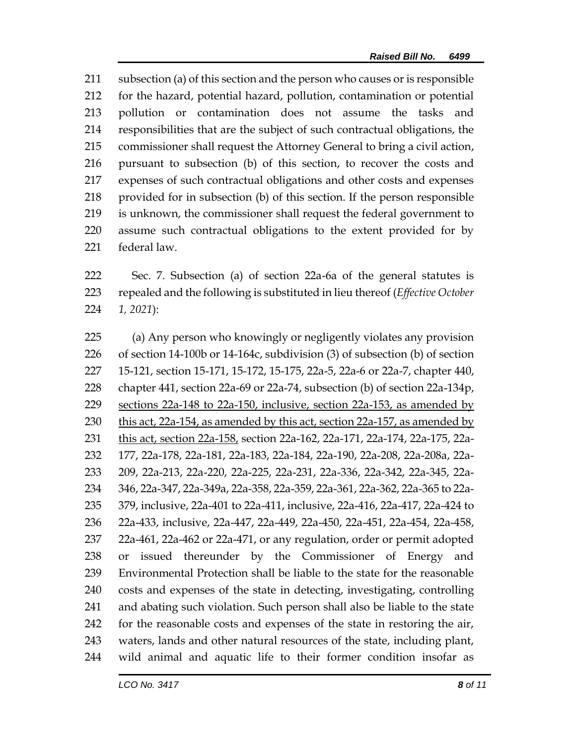211 subsection (a) of this section and the person who causes or is responsible
212 for the hazard, potential hazard, pollution, contamination or potential
213 pollution or contamination does not assume the tasks and
214 responsibilities that are the subject of such contractual obligations, the
215 commissioner shall request the Attorney General to bring a civil action,
216 pursuant to subsection (b) of this section, to recover the costs and
217 expenses of such contractual obligations and other costs and expenses
218 provided for in subsection (b) of this section. If the person responsible
219 is unknown, the commissioner shall request the federal government to
220 assume such contractual obligations to the extent provided for by
221 federal law.

222 Sec. 7. Subsection (a) of section 22a-6a of the general statutes is
223 repealed and the following is substituted in lieu thereof (*Effective October*
224 *1, 2021*):

225 (a) Any person who knowingly or negligently violates any provision
226 of section 14-100b or 14-164c, subdivision (3) of subsection (b) of section
227 15-121, section 15-171, 15-172, 15-175, 22a-5, 22a-6 or 22a-7, chapter 440,
228 chapter 441, section 22a-69 or 22a-74, subsection (b) of section 22a-134p,
229 <u>sections 22a-148 to 22a-150, inclusive, section 22a-153, as amended by</u>
230 <u>this act, 22a-154, as amended by this act, section 22a-157, as amended by</u>
231 <u>this act, section 22a-158,</u> section 22a-162, 22a-171, 22a-174, 22a-175, 22a-
232 177, 22a-178, 22a-181, 22a-183, 22a-184, 22a-190, 22a-208, 22a-208a, 22a-
233 209, 22a-213, 22a-220, 22a-225, 22a-231, 22a-336, 22a-342, 22a-345, 22a-
234 346, 22a-347, 22a-349a, 22a-358, 22a-359, 22a-361, 22a-362, 22a-365 to 22a-
235 379, inclusive, 22a-401 to 22a-411, inclusive, 22a-416, 22a-417, 22a-424 to
236 22a-433, inclusive, 22a-447, 22a-449, 22a-450, 22a-451, 22a-454, 22a-458,
237 22a-461, 22a-462 or 22a-471, or any regulation, order or permit adopted
238 or issued thereunder by the Commissioner of Energy and
239 Environmental Protection shall be liable to the state for the reasonable
240 costs and expenses of the state in detecting, investigating, controlling
241 and abating such violation. Such person shall also be liable to the state
242 for the reasonable costs and expenses of the state in restoring the air,
243 waters, lands and other natural resources of the state, including plant,
244 wild animal and aquatic life to their former condition insofar as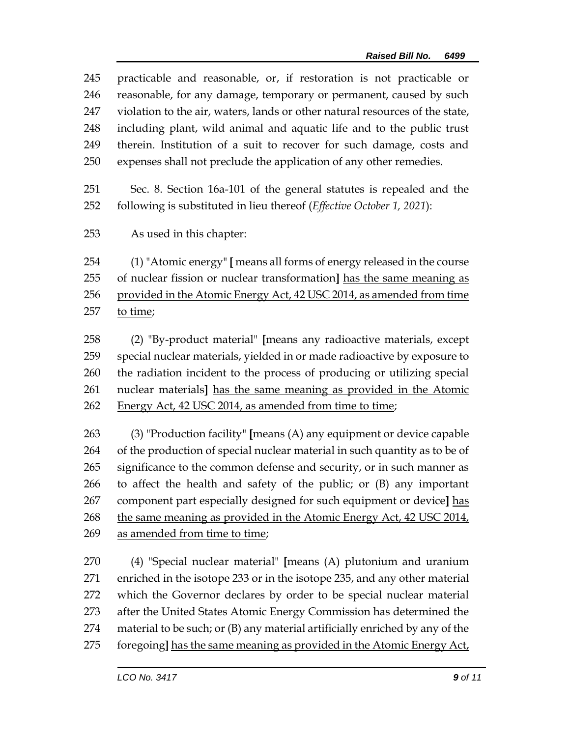practicable and reasonable, or, if restoration is not practicable or reasonable, for any damage, temporary or permanent, caused by such violation to the air, waters, lands or other natural resources of the state, including plant, wild animal and aquatic life and to the public trust therein. Institution of a suit to recover for such damage, costs and expenses shall not preclude the application of any other remedies.

Sec. 8. Section 16a-101 of the general statutes is repealed and the following is substituted in lieu thereof (*Effective October 1, 2021*):

As used in this chapter:

(1) "Atomic energy" [ means all forms of energy released in the course of nuclear fission or nuclear transformation] <u>has the same meaning as provided in the Atomic Energy Act, 42 USC 2014, as amended from time to time</u>;

(2) "By-product material" [means any radioactive materials, except special nuclear materials, yielded in or made radioactive by exposure to the radiation incident to the process of producing or utilizing special nuclear materials] <u>has the same meaning as provided in the Atomic Energy Act, 42 USC 2014, as amended from time to time</u>;

(3) "Production facility" [means (A) any equipment or device capable of the production of special nuclear material in such quantity as to be of significance to the common defense and security, or in such manner as to affect the health and safety of the public; or (B) any important component part especially designed for such equipment or device] <u>has the same meaning as provided in the Atomic Energy Act, 42 USC 2014, as amended from time to time</u>;

(4) "Special nuclear material" [means (A) plutonium and uranium enriched in the isotope 233 or in the isotope 235, and any other material which the Governor declares by order to be special nuclear material after the United States Atomic Energy Commission has determined the material to be such; or (B) any material artificially enriched by any of the foregoing] <u>has the same meaning as provided in the Atomic Energy Act,</u>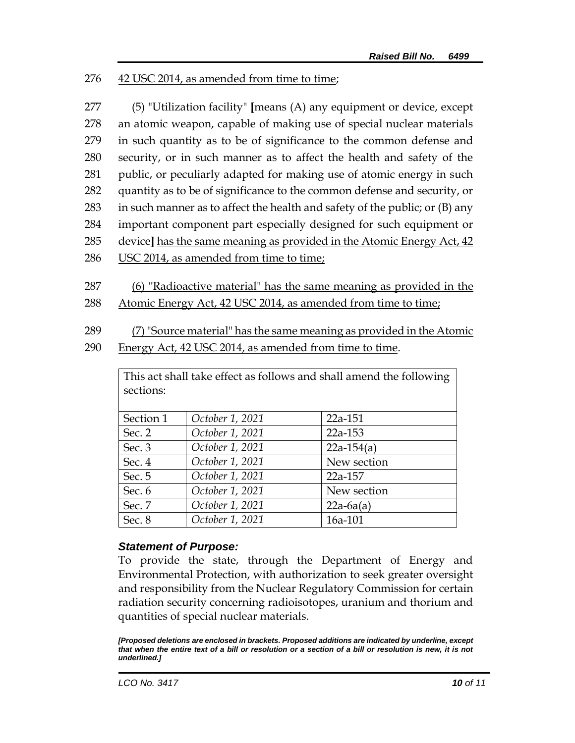276 42 USC 2014, as amended from time to time;

277 (5) "Utilization facility" [means (A) any equipment or device, except 278 an atomic weapon, capable of making use of special nuclear materials 279 in such quantity as to be of significance to the common defense and 280 security, or in such manner as to affect the health and safety of the 281 public, or peculiarly adapted for making use of atomic energy in such 282 quantity as to be of significance to the common defense and security, or 283 in such manner as to affect the health and safety of the public; or (B) any 284 important component part especially designed for such equipment or 285 device] has the same meaning as provided in the Atomic Energy Act, 42 286 USC 2014, as amended from time to time;

287 (6) "Radioactive material" has the same meaning as provided in the 288 Atomic Energy Act, 42 USC 2014, as amended from time to time;

289 (7) "Source material" has the same meaning as provided in the Atomic 290 Energy Act, 42 USC 2014, as amended from time to time.

| This act shall take effect as follows and shall amend the following sections: | | |
|---|---|---|
| Section 1 | *October 1, 2021* | 22a-151 |
| Sec. 2 | *October 1, 2021* | 22a-153 |
| Sec. 3 | *October 1, 2021* | 22a-154(a) |
| Sec. 4 | *October 1, 2021* | New section |
| Sec. 5 | *October 1, 2021* | 22a-157 |
| Sec. 6 | *October 1, 2021* | New section |
| Sec. 7 | *October 1, 2021* | 22a-6a(a) |
| Sec. 8 | *October 1, 2021* | 16a-101 |

### *Statement of Purpose:*

To provide the state, through the Department of Energy and Environmental Protection, with authorization to seek greater oversight and responsibility from the Nuclear Regulatory Commission for certain radiation security concerning radioisotopes, uranium and thorium and quantities of special nuclear materials.

***[Proposed deletions are enclosed in brackets. Proposed additions are indicated by underline, except that when the entire text of a bill or resolution or a section of a bill or resolution is new, it is not underlined.]***